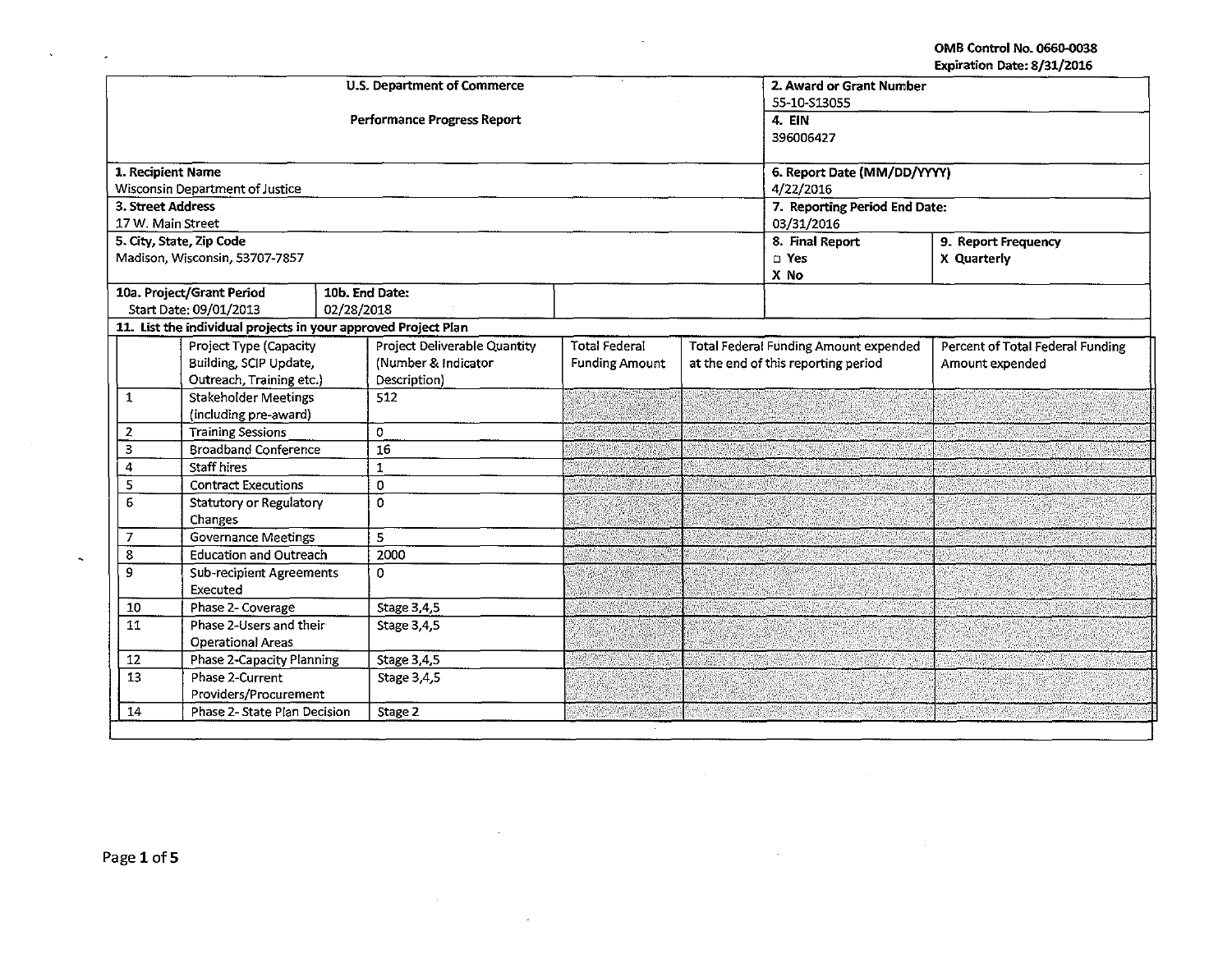OMB Control No. 0660-0038
Expiration Date: 8/31/2016

| U.S. Department of Commerce<br><br>Performance Progress Report | 2. Award or Grant Number<br>55-10-S13055<br>4. EIN<br>396006427 |
|---|---|
| 1. Recipient Name<br>Wisconsin Department of Justice | 6. Report Date (MM/DD/YYYY)<br>4/22/2016 |
| 3. Street Address<br>17 W. Main Street | 7. Reporting Period End Date:<br>03/31/2016 |
| 5. City, State, Zip Code<br>Madison, Wisconsin, 53707-7857 | 8. Final Report<br>□ Yes<br>X No<br><br>9. Report Frequency<br>X Quarterly |
| 10a. Project/Grant Period<br>Start Date: 09/01/2013<br><br>10b. End Date:<br>02/28/2018 | |

**11. List the individual projects in your approved Project Plan**

| | Project Type (Capacity Building, SCIP Update, Outreach, Training etc.) | Project Deliverable Quantity (Number & Indicator Description) | Total Federal Funding Amount | Total Federal Funding Amount expended at the end of this reporting period | Percent of Total Federal Funding Amount expended |
|---|---|---|---|---|---|
| 1 | Stakeholder Meetings (including pre-award) | 512 | | | |
| 2 | Training Sessions | 0 | | | |
| 3 | Broadband Conference | 16 | | | |
| 4 | Staff hires | 1 | | | |
| 5 | Contract Executions | 0 | | | |
| 6 | Statutory or Regulatory Changes | 0 | | | |
| 7 | Governance Meetings | 5 | | | |
| 8 | Education and Outreach | 2000 | | | |
| 9 | Sub-recipient Agreements Executed | 0 | | | |
| 10 | Phase 2- Coverage | Stage 3,4,5 | | | |
| 11 | Phase 2-Users and their Operational Areas | Stage 3,4,5 | | | |
| 12 | Phase 2-Capacity Planning | Stage 3,4,5 | | | |
| 13 | Phase 2-Current Providers/Procurement | Stage 3,4,5 | | | |
| 14 | Phase 2- State Plan Decision | Stage 2 | | | |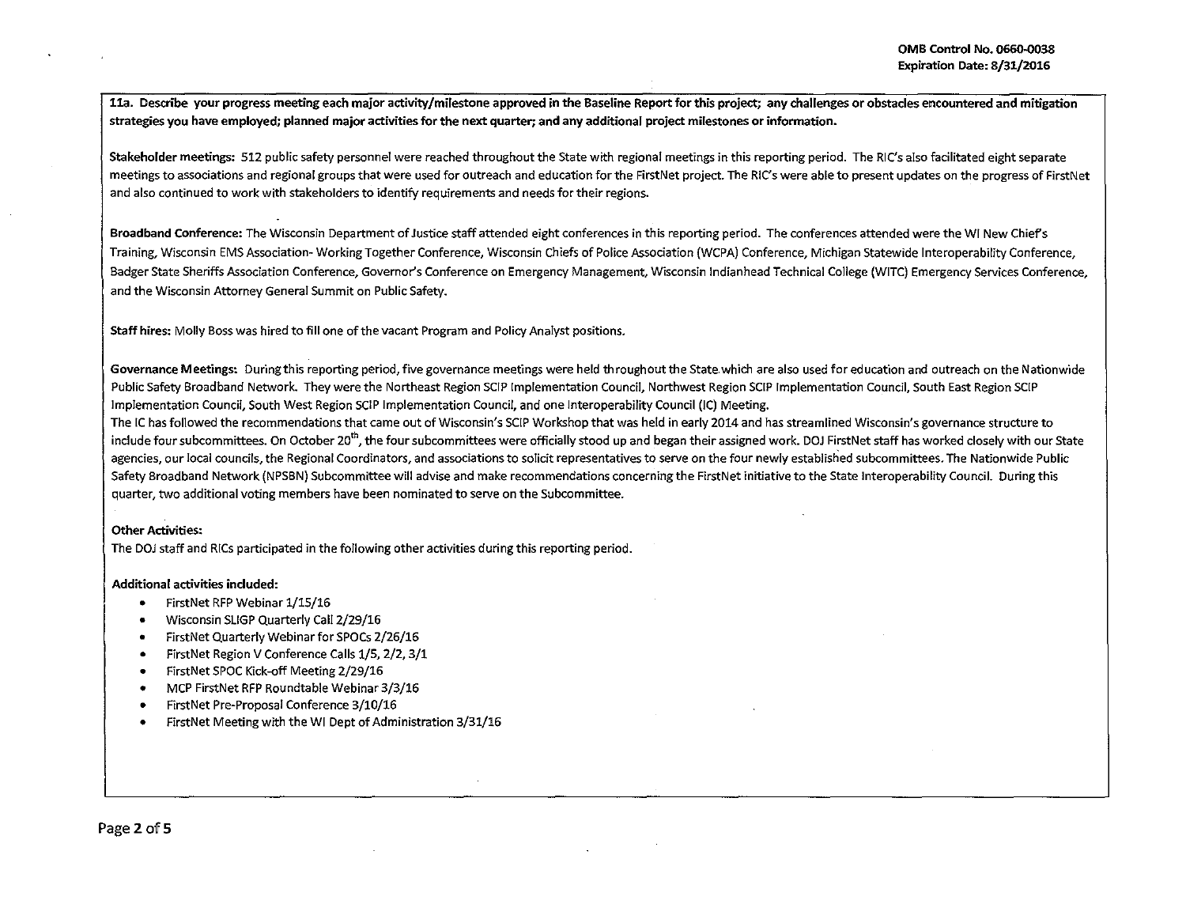**11a. Describe your progress meeting each major activity/milestone approved in the Baseline Report for this project; any challenges or obstacles encountered and mitigation strategies you have employed; planned major activities for the next quarter; and any additional project milestones or information.**

**Stakeholder meetings:** 512 public safety personnel were reached throughout the State with regional meetings in this reporting period. The RIC's also facilitated eight separate meetings to associations and regional groups that were used for outreach and education for the FirstNet project. The RIC's were able to present updates on the progress of FirstNet and also continued to work with stakeholders to identify requirements and needs for their regions.

**Broadband Conference:** The Wisconsin Department of Justice staff attended eight conferences in this reporting period. The conferences attended were the WI New Chief's Training, Wisconsin EMS Association- Working Together Conference, Wisconsin Chiefs of Police Association (WCPA) Conference, Michigan Statewide Interoperability Conference, Badger State Sheriffs Association Conference, Governor's Conference on Emergency Management, Wisconsin Indianhead Technical College (WITC) Emergency Services Conference, and the Wisconsin Attorney General Summit on Public Safety.

**Staff hires:** Molly Boss was hired to fill one of the vacant Program and Policy Analyst positions.

**Governance Meetings:** During this reporting period, five governance meetings were held throughout the State which are also used for education and outreach on the Nationwide Public Safety Broadband Network. They were the Northeast Region SCIP Implementation Council, Northwest Region SCIP Implementation Council, South East Region SCIP Implementation Council, South West Region SCIP Implementation Council, and one Interoperability Council (IC) Meeting.
The IC has followed the recommendations that came out of Wisconsin's SCIP Workshop that was held in early 2014 and has streamlined Wisconsin's governance structure to include four subcommittees. On October 20th, the four subcommittees were officially stood up and began their assigned work. DOJ FirstNet staff has worked closely with our State agencies, our local councils, the Regional Coordinators, and associations to solicit representatives to serve on the four newly established subcommittees. The Nationwide Public Safety Broadband Network (NPSBN) Subcommittee will advise and make recommendations concerning the FirstNet initiative to the State Interoperability Council. During this quarter, two additional voting members have been nominated to serve on the Subcommittee.

**Other Activities:**
The DOJ staff and RICs participated in the following other activities during this reporting period.

**Additional activities included:**

- FirstNet RFP Webinar 1/15/16
- Wisconsin SLIGP Quarterly Call 2/29/16
- FirstNet Quarterly Webinar for SPOCs 2/26/16
- FirstNet Region V Conference Calls 1/5, 2/2, 3/1
- FirstNet SPOC Kick-off Meeting 2/29/16
- MCP FirstNet RFP Roundtable Webinar 3/3/16
- FirstNet Pre-Proposal Conference 3/10/16
- FirstNet Meeting with the WI Dept of Administration 3/31/16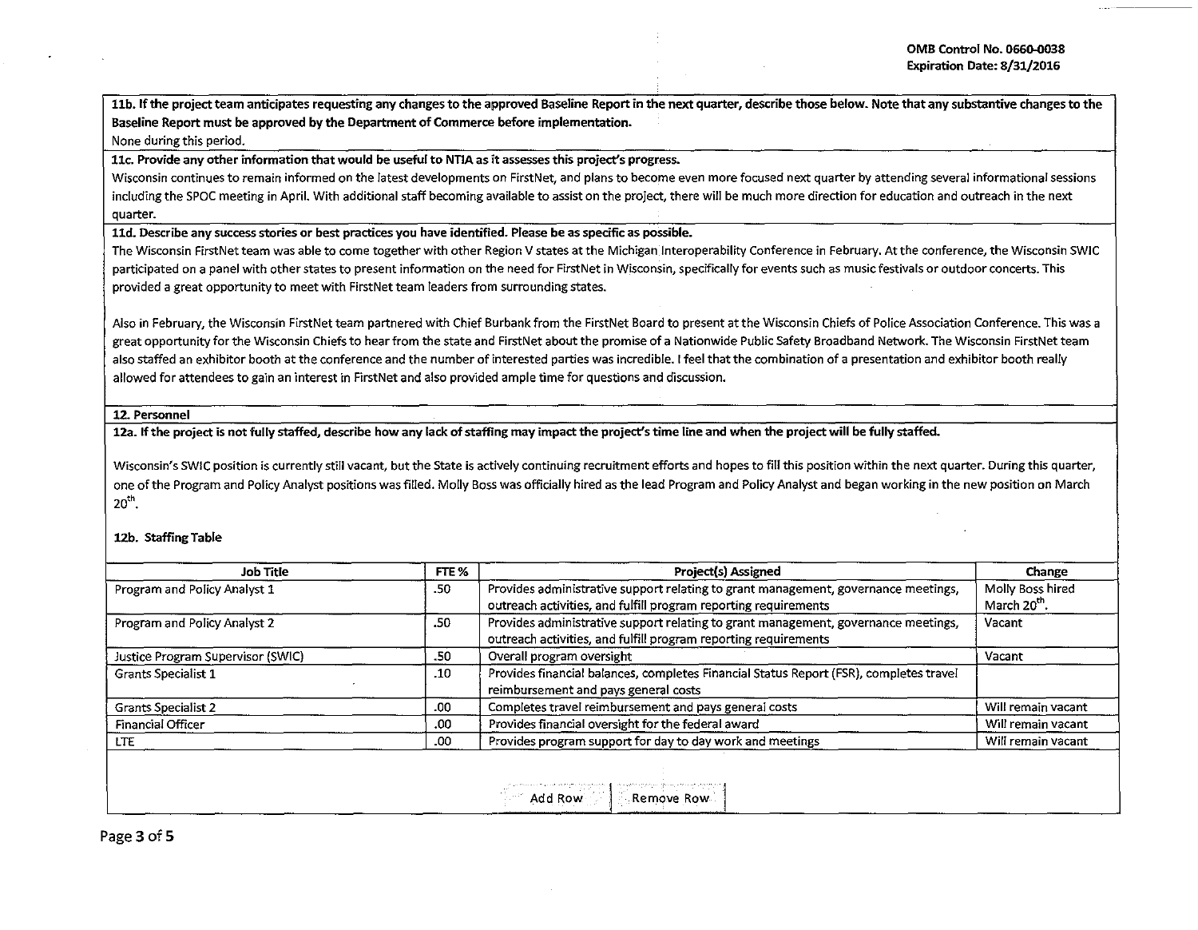**11b. If the project team anticipates requesting any changes to the approved Baseline Report in the next quarter, describe those below. Note that any substantive changes to the Baseline Report must be approved by the Department of Commerce before implementation.**

None during this period.

**11c. Provide any other information that would be useful to NTIA as it assesses this project's progress.**

Wisconsin continues to remain informed on the latest developments on FirstNet, and plans to become even more focused next quarter by attending several informational sessions including the SPOC meeting in April. With additional staff becoming available to assist on the project, there will be much more direction for education and outreach in the next quarter.

**11d. Describe any success stories or best practices you have identified. Please be as specific as possible.**

The Wisconsin FirstNet team was able to come together with other Region V states at the Michigan Interoperability Conference in February. At the conference, the Wisconsin SWIC participated on a panel with other states to present information on the need for FirstNet in Wisconsin, specifically for events such as music festivals or outdoor concerts. This provided a great opportunity to meet with FirstNet team leaders from surrounding states.

Also in February, the Wisconsin FirstNet team partnered with Chief Burbank from the FirstNet Board to present at the Wisconsin Chiefs of Police Association Conference. This was a great opportunity for the Wisconsin Chiefs to hear from the state and FirstNet about the promise of a Nationwide Public Safety Broadband Network. The Wisconsin FirstNet team also staffed an exhibitor booth at the conference and the number of interested parties was incredible. I feel that the combination of a presentation and exhibitor booth really allowed for attendees to gain an interest in FirstNet and also provided ample time for questions and discussion.

## 12. Personnel

**12a. If the project is not fully staffed, describe how any lack of staffing may impact the project's time line and when the project will be fully staffed.**

Wisconsin's SWIC position is currently still vacant, but the State is actively continuing recruitment efforts and hopes to fill this position within the next quarter. During this quarter, one of the Program and Policy Analyst positions was filled. Molly Boss was officially hired as the lead Program and Policy Analyst and began working in the new position on March 20th.

**12b. Staffing Table**

| Job Title | FTE % | Project(s) Assigned | Change |
|---|---|---|---|
| Program and Policy Analyst 1 | .50 | Provides administrative support relating to grant management, governance meetings, outreach activities, and fulfill program reporting requirements | Molly Boss hired March 20th. |
| Program and Policy Analyst 2 | .50 | Provides administrative support relating to grant management, governance meetings, outreach activities, and fulfill program reporting requirements | Vacant |
| Justice Program Supervisor (SWIC) | .50 | Overall program oversight | Vacant |
| Grants Specialist 1 | .10 | Provides financial balances, completes Financial Status Report (FSR), completes travel reimbursement and pays general costs | |
| Grants Specialist 2 | .00 | Completes travel reimbursement and pays general costs | Will remain vacant |
| Financial Officer | .00 | Provides financial oversight for the federal award | Will remain vacant |
| LTE | .00 | Provides program support for day to day work and meetings | Will remain vacant |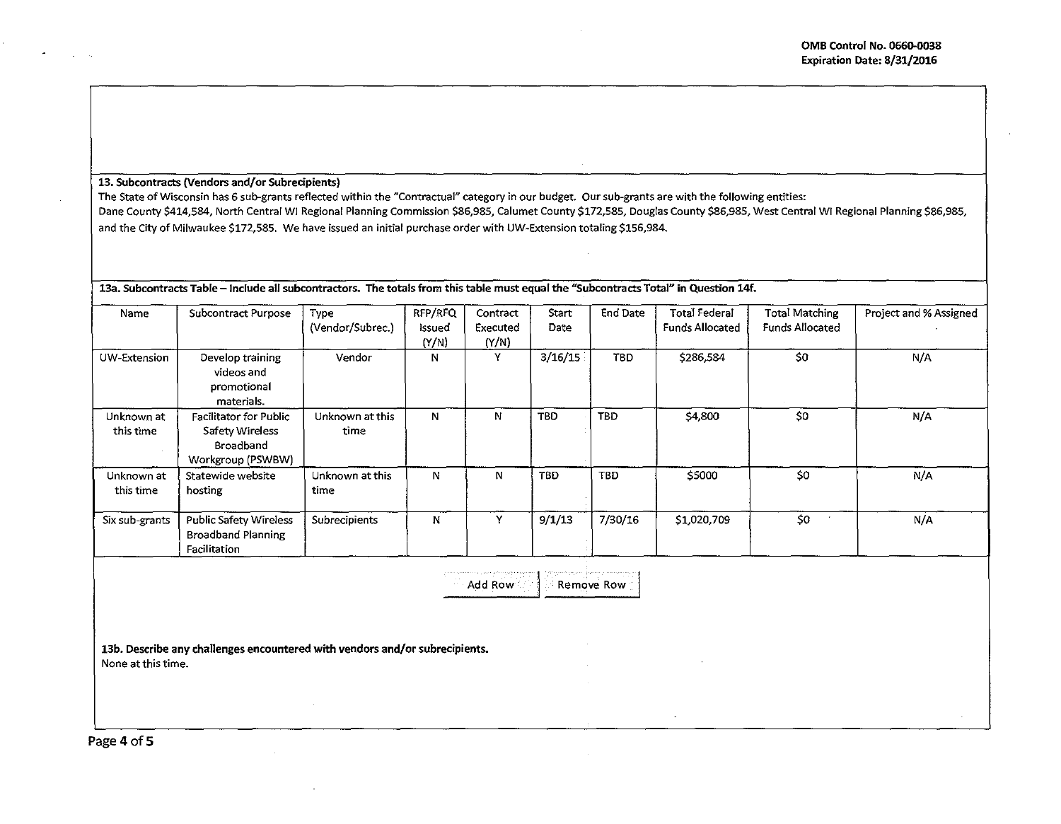**13. Subcontracts (Vendors and/or Subrecipients)**

The State of Wisconsin has 6 sub-grants reflected within the "Contractual" category in our budget. Our sub-grants are with the following entities:
Dane County $414,584, North Central WI Regional Planning Commission $86,985, Calumet County $172,585, Douglas County $86,985, West Central WI Regional Planning $86,985, and the City of Milwaukee $172,585. We have issued an initial purchase order with UW-Extension totaling $156,984.

**13a. Subcontracts Table – Include all subcontractors. The totals from this table must equal the "Subcontracts Total" in Question 14f.**

| Name | Subcontract Purpose | Type (Vendor/Subrec.) | RFP/RFQ Issued (Y/N) | Contract Executed (Y/N) | Start Date | End Date | Total Federal Funds Allocated | Total Matching Funds Allocated | Project and % Assigned |
|---|---|---|---|---|---|---|---|---|---|
| UW-Extension | Develop training videos and promotional materials. | Vendor | N | Y | 3/16/15 | TBD | $286,584 | $0 | N/A |
| Unknown at this time | Facilitator for Public Safety Wireless Broadband Workgroup (PSWBW) | Unknown at this time | N | N | TBD | TBD | $4,800 | $0 | N/A |
| Unknown at this time | Statewide website hosting | Unknown at this time | N | N | TBD | TBD | $5000 | $0 | N/A |
| Six sub-grants | Public Safety Wireless Broadband Planning Facilitation | Subrecipients | N | Y | 9/1/13 | 7/30/16 | $1,020,709 | $0 | N/A |

**13b. Describe any challenges encountered with vendors and/or subrecipients.**

None at this time.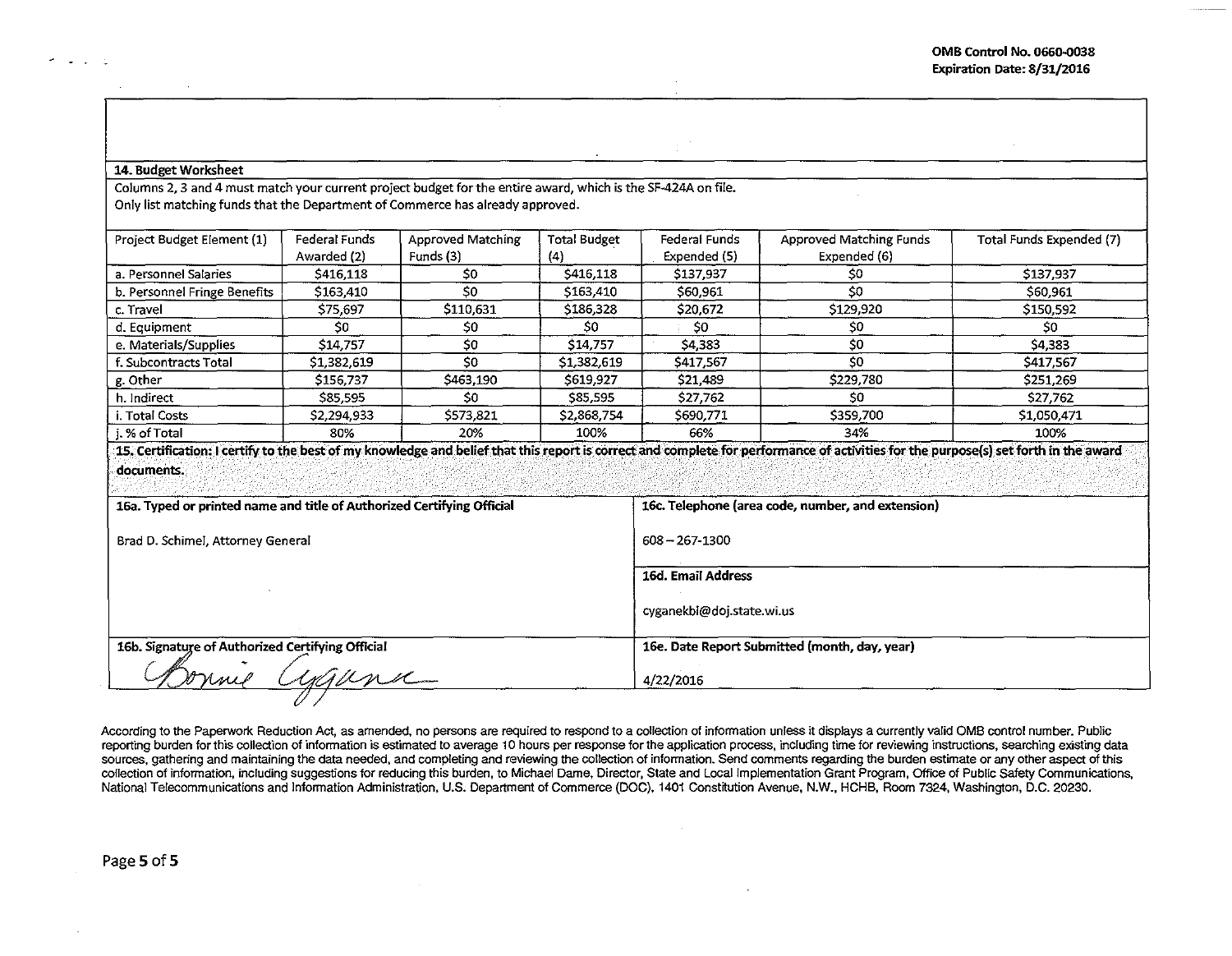**14. Budget Worksheet**

Columns 2, 3 and 4 must match your current project budget for the entire award, which is the SF-424A on file.
Only list matching funds that the Department of Commerce has already approved.

| Project Budget Element (1) | Federal Funds Awarded (2) | Approved Matching Funds (3) | Total Budget (4) | Federal Funds Expended (5) | Approved Matching Funds Expended (6) | Total Funds Expended (7) |
|---|---|---|---|---|---|---|
| a. Personnel Salaries | $416,118 | $0 | $416,118 | $137,937 | $0 | $137,937 |
| b. Personnel Fringe Benefits | $163,410 | $0 | $163,410 | $60,961 | $0 | $60,961 |
| c. Travel | $75,697 | $110,631 | $186,328 | $20,672 | $129,920 | $150,592 |
| d. Equipment | $0 | $0 | $0 | $0 | $0 | $0 |
| e. Materials/Supplies | $14,757 | $0 | $14,757 | $4,383 | $0 | $4,383 |
| f. Subcontracts Total | $1,382,619 | $0 | $1,382,619 | $417,567 | $0 | $417,567 |
| g. Other | $156,737 | $463,190 | $619,927 | $21,489 | $229,780 | $251,269 |
| h. Indirect | $85,595 | $0 | $85,595 | $27,762 | $0 | $27,762 |
| i. Total Costs | $2,294,933 | $573,821 | $2,868,754 | $690,771 | $359,700 | $1,050,471 |
| j. % of Total | 80% | 20% | 100% | 66% | 34% | 100% |

**15. Certification: I certify to the best of my knowledge and belief that this report is correct and complete for performance of activities for the purpose(s) set forth in the award documents.**

| | |
|---|---|
| **16a. Typed or printed name and title of Authorized Certifying Official**<br><br>Brad D. Schimel, Attorney General | **16c. Telephone (area code, number, and extension)**<br><br>608 – 267-1300 |
| | **16d. Email Address**<br><br>cyganekbl@doj.state.wi.us |
| **16b. Signature of Authorized Certifying Official**<br><br>Bonnie Cyganek | **16e. Date Report Submitted (month, day, year)**<br><br>4/22/2016 |

According to the Paperwork Reduction Act, as amended, no persons are required to respond to a collection of information unless it displays a currently valid OMB control number. Public reporting burden for this collection of information is estimated to average 10 hours per response for the application process, including time for reviewing instructions, searching existing data sources, gathering and maintaining the data needed, and completing and reviewing the collection of information. Send comments regarding the burden estimate or any other aspect of this collection of information, including suggestions for reducing this burden, to Michael Dame, Director, State and Local Implementation Grant Program, Office of Public Safety Communications, National Telecommunications and Information Administration, U.S. Department of Commerce (DOC), 1401 Constitution Avenue, N.W., HCHB, Room 7324, Washington, D.C. 20230.